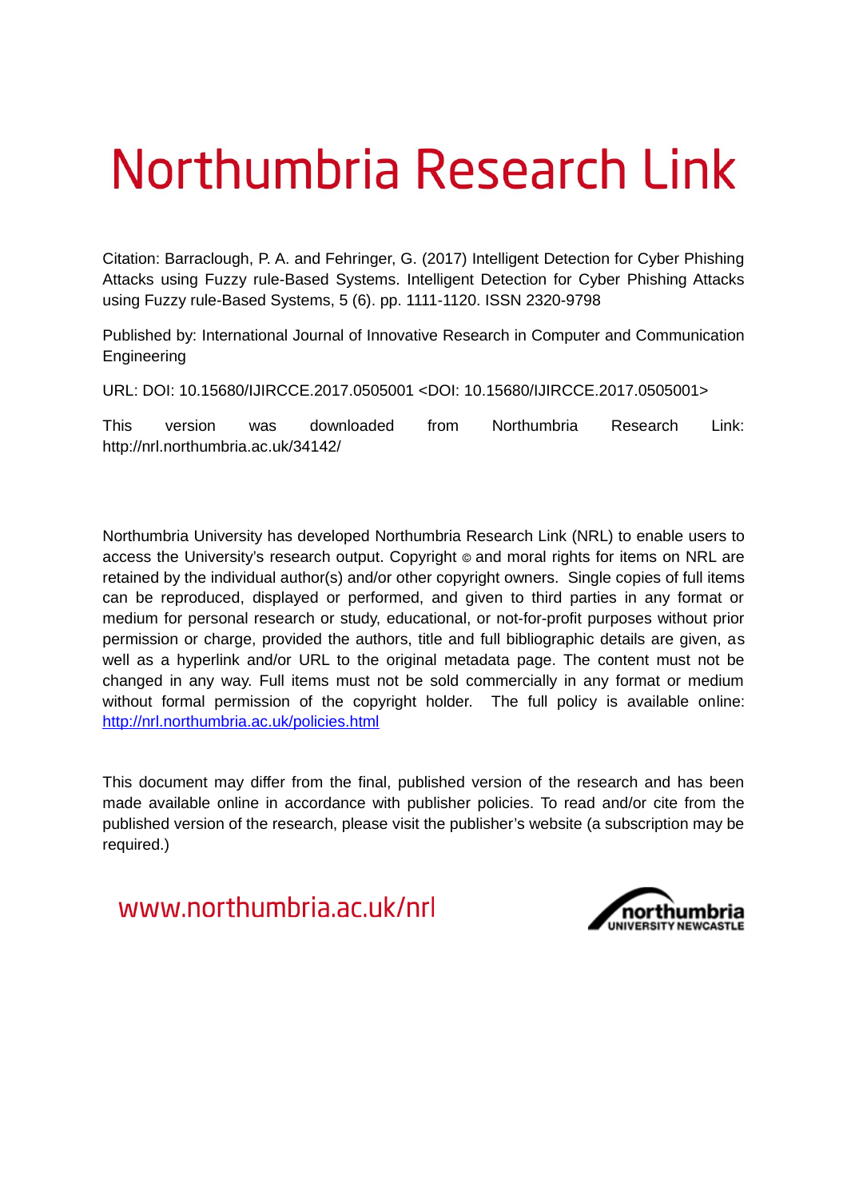# Northumbria Research Link

Citation: Barraclough, P. A. and Fehringer, G. (2017) Intelligent Detection for Cyber Phishing Attacks using Fuzzy rule-Based Systems. Intelligent Detection for Cyber Phishing Attacks using Fuzzy rule-Based Systems, 5 (6). pp. 1111-1120. ISSN 2320-9798

Published by: International Journal of Innovative Research in Computer and Communication Engineering

URL: DOI: 10.15680/IJIRCCE.2017.0505001 <DOI: 10.15680/IJIRCCE.2017.0505001>

This version was downloaded from Northumbria Research Link: http://nrl.northumbria.ac.uk/34142/

Northumbria University has developed Northumbria Research Link (NRL) to enable users to access the University's research output. Copyright © and moral rights for items on NRL are retained by the individual author(s) and/or other copyright owners. Single copies of full items can be reproduced, displayed or performed, and given to third parties in any format or medium for personal research or study, educational, or not-for-profit purposes without prior permission or charge, provided the authors, title and full bibliographic details are given, as well as a hyperlink and/or URL to the original metadata page. The content must not be changed in any way. Full items must not be sold commercially in any format or medium without formal permission of the copyright holder. The full policy is available online: [http://nrl.northumbria.ac.uk/policies.html](http://nrl.northumbria.ac.uk/policies.html)

This document may differ from the final, published version of the research and has been made available online in accordance with publisher policies. To read and/or cite from the published version of the research, please visit the publisher's website (a subscription may be required.)

www.northumbria.ac.uk/nrl

northumbria UNIVERSITY NEWCASTLE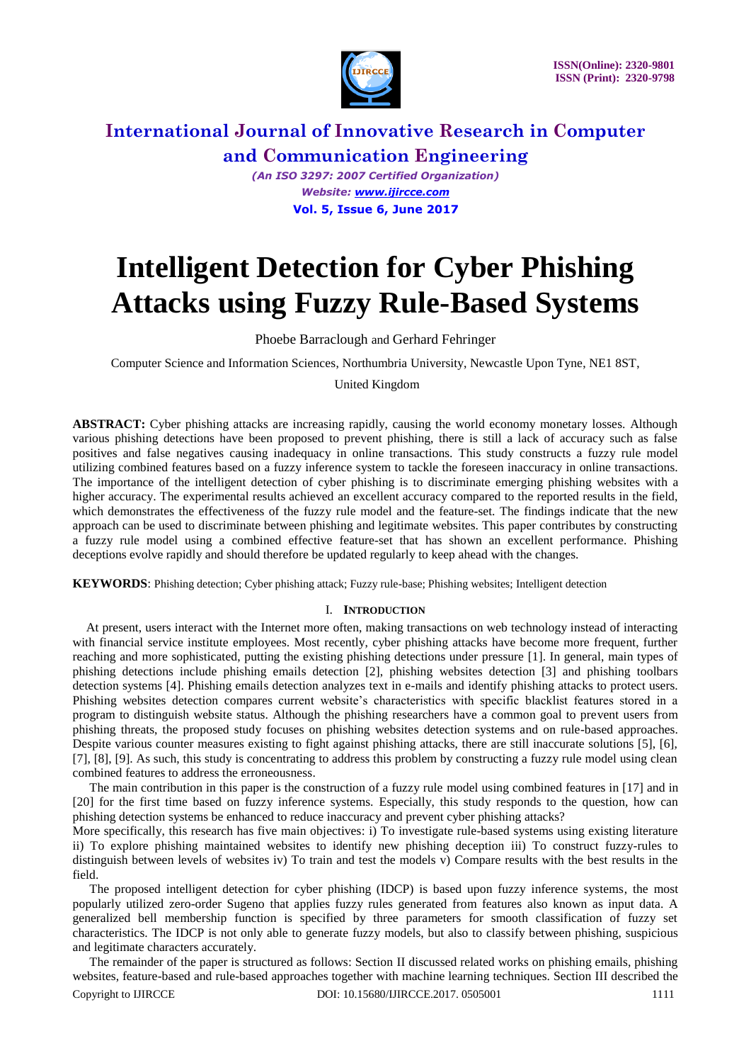# Intelligent Detection for Cyber Phishing Attacks using Fuzzy Rule-Based Systems

Phoebe Barraclough and Gerhard Fehringer

Computer Science and Information Sciences, Northumbria University, Newcastle Upon Tyne, NE1 8ST, United Kingdom

**ABSTRACT:** Cyber phishing attacks are increasing rapidly, causing the world economy monetary losses. Although various phishing detections have been proposed to prevent phishing, there is still a lack of accuracy such as false positives and false negatives causing inadequacy in online transactions. This study constructs a fuzzy rule model utilizing combined features based on a fuzzy inference system to tackle the foreseen inaccuracy in online transactions. The importance of the intelligent detection of cyber phishing is to discriminate emerging phishing websites with a higher accuracy. The experimental results achieved an excellent accuracy compared to the reported results in the field, which demonstrates the effectiveness of the fuzzy rule model and the feature-set. The findings indicate that the new approach can be used to discriminate between phishing and legitimate websites. This paper contributes by constructing a fuzzy rule model using a combined effective feature-set that has shown an excellent performance. Phishing deceptions evolve rapidly and should therefore be updated regularly to keep ahead with the changes.

**KEYWORDS**: Phishing detection; Cyber phishing attack; Fuzzy rule-base; Phishing websites; Intelligent detection

## I. Introduction

At present, users interact with the Internet more often, making transactions on web technology instead of interacting with financial service institute employees. Most recently, cyber phishing attacks have become more frequent, further reaching and more sophisticated, putting the existing phishing detections under pressure [1]. In general, main types of phishing detections include phishing emails detection [2], phishing websites detection [3] and phishing toolbars detection systems [4]. Phishing emails detection analyzes text in e-mails and identify phishing attacks to protect users. Phishing websites detection compares current website's characteristics with specific blacklist features stored in a program to distinguish website status. Although the phishing researchers have a common goal to prevent users from phishing threats, the proposed study focuses on phishing websites detection systems and on rule-based approaches. Despite various counter measures existing to fight against phishing attacks, there are still inaccurate solutions [5], [6], [7], [8], [9]. As such, this study is concentrating to address this problem by constructing a fuzzy rule model using clean combined features to address the erroneousness.

The main contribution in this paper is the construction of a fuzzy rule model using combined features in [17] and in [20] for the first time based on fuzzy inference systems. Especially, this study responds to the question, how can phishing detection systems be enhanced to reduce inaccuracy and prevent cyber phishing attacks?

More specifically, this research has five main objectives: i) To investigate rule-based systems using existing literature ii) To explore phishing maintained websites to identify new phishing deception iii) To construct fuzzy-rules to distinguish between levels of websites iv) To train and test the models v) Compare results with the best results in the field.

The proposed intelligent detection for cyber phishing (IDCP) is based upon fuzzy inference systems, the most popularly utilized zero-order Sugeno that applies fuzzy rules generated from features also known as input data. A generalized bell membership function is specified by three parameters for smooth classification of fuzzy set characteristics. The IDCP is not only able to generate fuzzy models, but also to classify between phishing, suspicious and legitimate characters accurately.

The remainder of the paper is structured as follows: Section II discussed related works on phishing emails, phishing websites, feature-based and rule-based approaches together with machine learning techniques. Section III described the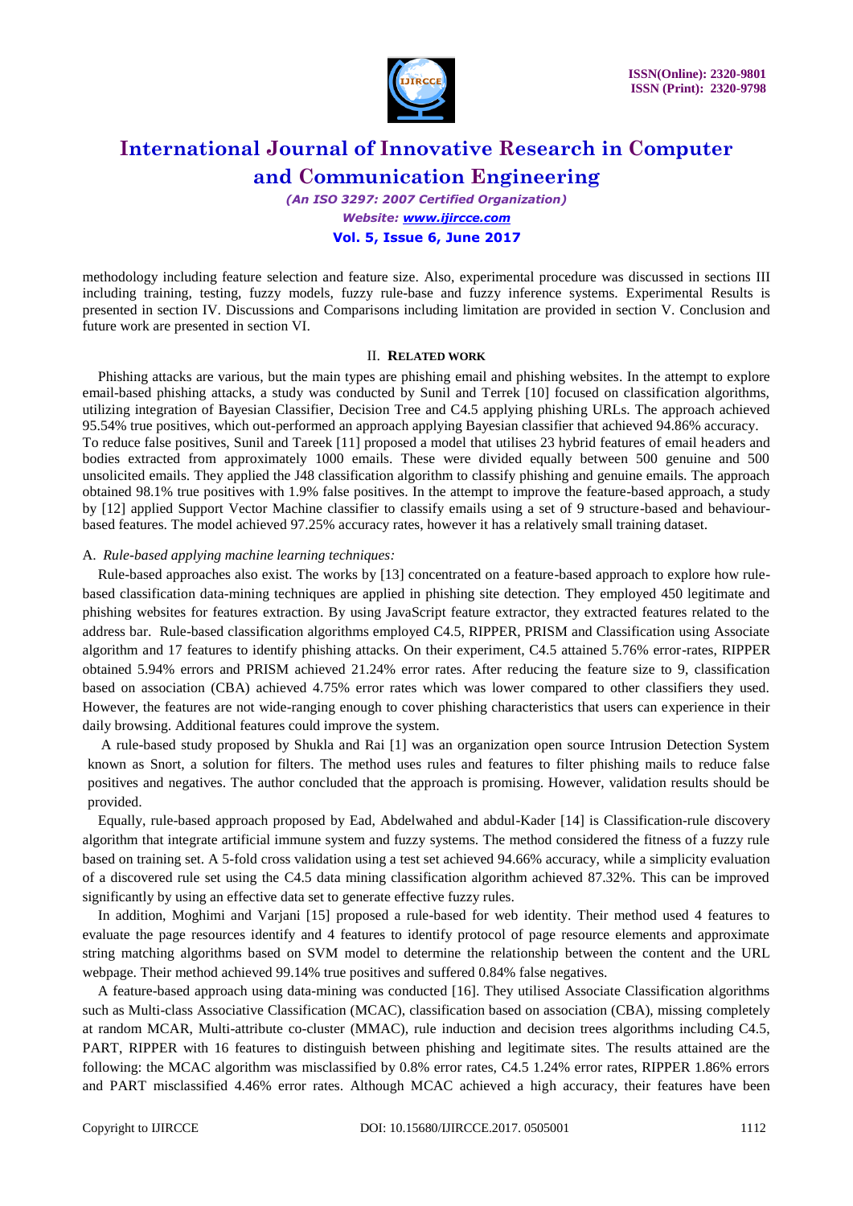methodology including feature selection and feature size. Also, experimental procedure was discussed in sections III including training, testing, fuzzy models, fuzzy rule-base and fuzzy inference systems. Experimental Results is presented in section IV. Discussions and Comparisons including limitation are provided in section V. Conclusion and future work are presented in section VI.

## II. Related work

Phishing attacks are various, but the main types are phishing email and phishing websites. In the attempt to explore email-based phishing attacks, a study was conducted by Sunil and Terrek [10] focused on classification algorithms, utilizing integration of Bayesian Classifier, Decision Tree and C4.5 applying phishing URLs. The approach achieved 95.54% true positives, which out-performed an approach applying Bayesian classifier that achieved 94.86% accuracy.
To reduce false positives, Sunil and Tareek [11] proposed a model that utilises 23 hybrid features of email headers and bodies extracted from approximately 1000 emails. These were divided equally between 500 genuine and 500 unsolicited emails. They applied the J48 classification algorithm to classify phishing and genuine emails. The approach obtained 98.1% true positives with 1.9% false positives. In the attempt to improve the feature-based approach, a study by [12] applied Support Vector Machine classifier to classify emails using a set of 9 structure-based and behaviour-based features. The model achieved 97.25% accuracy rates, however it has a relatively small training dataset.

### A. *Rule-based applying machine learning techniques:*

Rule-based approaches also exist. The works by [13] concentrated on a feature-based approach to explore how rule-based classification data-mining techniques are applied in phishing site detection. They employed 450 legitimate and phishing websites for features extraction. By using JavaScript feature extractor, they extracted features related to the address bar. Rule-based classification algorithms employed C4.5, RIPPER, PRISM and Classification using Associate algorithm and 17 features to identify phishing attacks. On their experiment, C4.5 attained 5.76% error-rates, RIPPER obtained 5.94% errors and PRISM achieved 21.24% error rates. After reducing the feature size to 9, classification based on association (CBA) achieved 4.75% error rates which was lower compared to other classifiers they used. However, the features are not wide-ranging enough to cover phishing characteristics that users can experience in their daily browsing. Additional features could improve the system.

A rule-based study proposed by Shukla and Rai [1] was an organization open source Intrusion Detection System known as Snort, a solution for filters. The method uses rules and features to filter phishing mails to reduce false positives and negatives. The author concluded that the approach is promising. However, validation results should be provided.

Equally, rule-based approach proposed by Ead, Abdelwahed and abdul-Kader [14] is Classification-rule discovery algorithm that integrate artificial immune system and fuzzy systems. The method considered the fitness of a fuzzy rule based on training set. A 5-fold cross validation using a test set achieved 94.66% accuracy, while a simplicity evaluation of a discovered rule set using the C4.5 data mining classification algorithm achieved 87.32%. This can be improved significantly by using an effective data set to generate effective fuzzy rules.

In addition, Moghimi and Varjani [15] proposed a rule-based for web identity. Their method used 4 features to evaluate the page resources identify and 4 features to identify protocol of page resource elements and approximate string matching algorithms based on SVM model to determine the relationship between the content and the URL webpage. Their method achieved 99.14% true positives and suffered 0.84% false negatives.

A feature-based approach using data-mining was conducted [16]. They utilised Associate Classification algorithms such as Multi-class Associative Classification (MCAC), classification based on association (CBA), missing completely at random MCAR, Multi-attribute co-cluster (MMAC), rule induction and decision trees algorithms including C4.5, PART, RIPPER with 16 features to distinguish between phishing and legitimate sites. The results attained are the following: the MCAC algorithm was misclassified by 0.8% error rates, C4.5 1.24% error rates, RIPPER 1.86% errors and PART misclassified 4.46% error rates. Although MCAC achieved a high accuracy, their features have been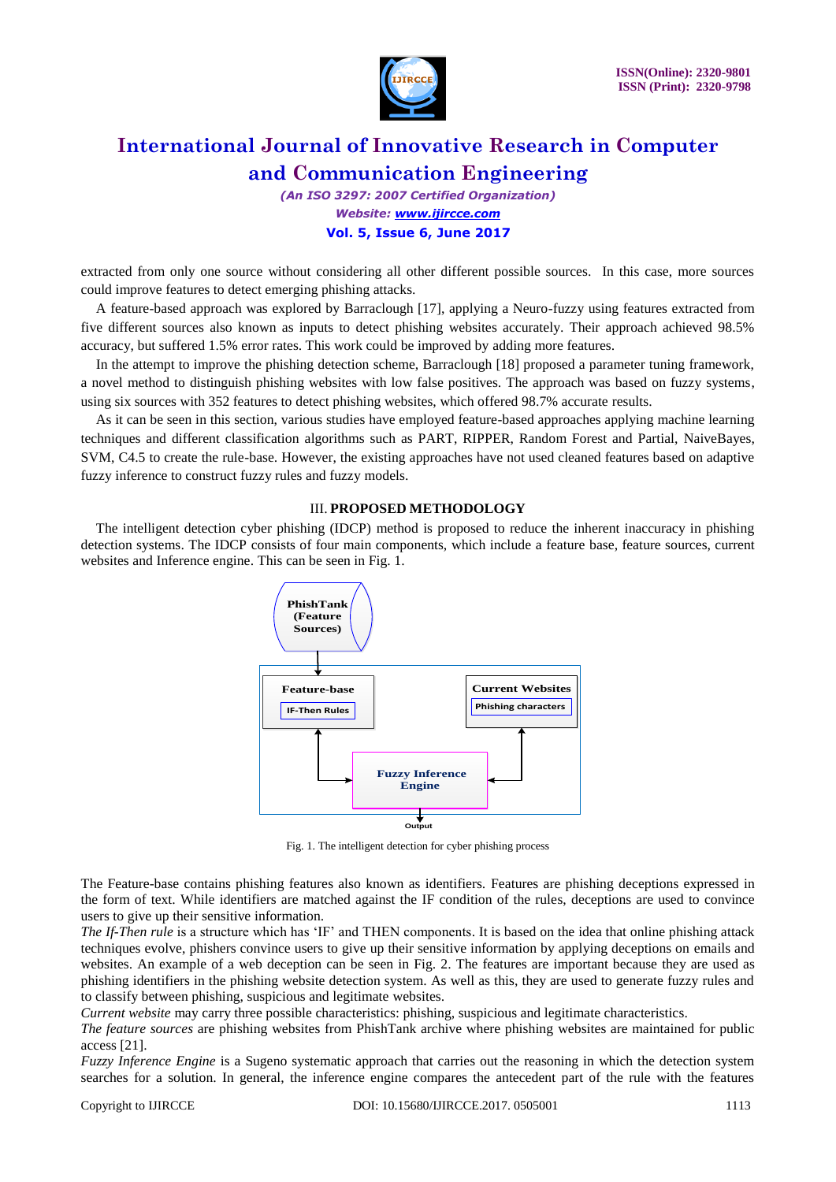extracted from only one source without considering all other different possible sources. In this case, more sources could improve features to detect emerging phishing attacks.

A feature-based approach was explored by Barraclough [17], applying a Neuro-fuzzy using features extracted from five different sources also known as inputs to detect phishing websites accurately. Their approach achieved 98.5% accuracy, but suffered 1.5% error rates. This work could be improved by adding more features.

In the attempt to improve the phishing detection scheme, Barraclough [18] proposed a parameter tuning framework, a novel method to distinguish phishing websites with low false positives. The approach was based on fuzzy systems, using six sources with 352 features to detect phishing websites, which offered 98.7% accurate results.

As it can be seen in this section, various studies have employed feature-based approaches applying machine learning techniques and different classification algorithms such as PART, RIPPER, Random Forest and Partial, NaiveBayes, SVM, C4.5 to create the rule-base. However, the existing approaches have not used cleaned features based on adaptive fuzzy inference to construct fuzzy rules and fuzzy models.

## III. PROPOSED METHODOLOGY

The intelligent detection cyber phishing (IDCP) method is proposed to reduce the inherent inaccuracy in phishing detection systems. The IDCP consists of four main components, which include a feature base, feature sources, current websites and Inference engine. This can be seen in Fig. 1.

PhishTank (Feature Sources)

Feature-base — IF-Then Rules

Current Websites — Phishing characters

Fuzzy Inference Engine

Output

Fig. 1. The intelligent detection for cyber phishing process

The Feature-base contains phishing features also known as identifiers. Features are phishing deceptions expressed in the form of text. While identifiers are matched against the IF condition of the rules, deceptions are used to convince users to give up their sensitive information.

*The If-Then rule* is a structure which has 'IF' and THEN components. It is based on the idea that online phishing attack techniques evolve, phishers convince users to give up their sensitive information by applying deceptions on emails and websites. An example of a web deception can be seen in Fig. 2. The features are important because they are used as phishing identifiers in the phishing website detection system. As well as this, they are used to generate fuzzy rules and to classify between phishing, suspicious and legitimate websites.

*Current website* may carry three possible characteristics: phishing, suspicious and legitimate characteristics.

*The feature sources* are phishing websites from PhishTank archive where phishing websites are maintained for public access [21].

*Fuzzy Inference Engine* is a Sugeno systematic approach that carries out the reasoning in which the detection system searches for a solution. In general, the inference engine compares the antecedent part of the rule with the features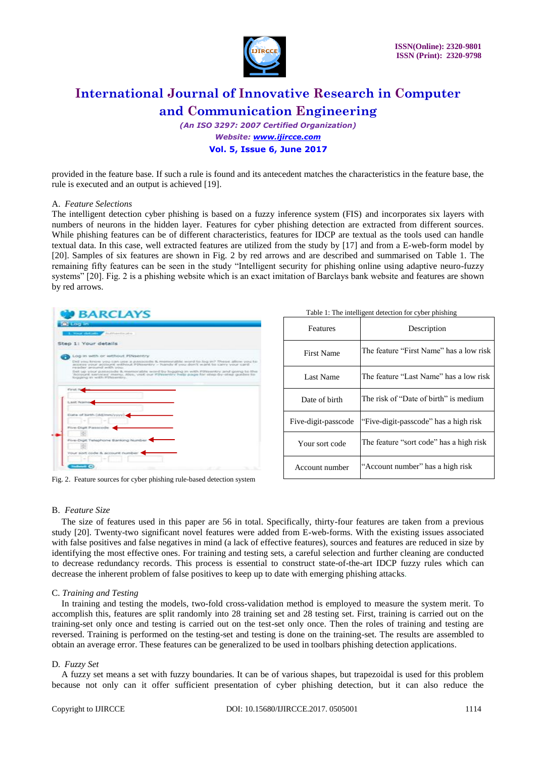provided in the feature base. If such a rule is found and its antecedent matches the characteristics in the feature base, the rule is executed and an output is achieved [19].

### A. *Feature Selections*

The intelligent detection cyber phishing is based on a fuzzy inference system (FIS) and incorporates six layers with numbers of neurons in the hidden layer. Features for cyber phishing detection are extracted from different sources. While phishing features can be of different characteristics, features for IDCP are textual as the tools used can handle textual data. In this case, well extracted features are utilized from the study by [17] and from a E-web-form model by [20]. Samples of six features are shown in Fig. 2 by red arrows and are described and summarised on Table 1. The remaining fifty features can be seen in the study "Intelligent security for phishing online using adaptive neuro-fuzzy systems" [20]. Fig. 2 is a phishing website which is an exact imitation of Barclays bank website and features are shown by red arrows.

Fig. 2. Feature sources for cyber phishing rule-based detection system

Table 1: The intelligent detection for cyber phishing

| Features | Description |
|---|---|
| First Name | The feature "First Name" has a low risk |
| Last Name | The feature "Last Name" has a low risk |
| Date of birth | The risk of "Date of birth" is medium |
| Five-digit-passcode | "Five-digit-passcode" has a high risk |
| Your sort code | The feature "sort code" has a high risk |
| Account number | "Account number" has a high risk |

### B. *Feature Size*

The size of features used in this paper are 56 in total. Specifically, thirty-four features are taken from a previous study [20]. Twenty-two significant novel features were added from E-web-forms. With the existing issues associated with false positives and false negatives in mind (a lack of effective features), sources and features are reduced in size by identifying the most effective ones. For training and testing sets, a careful selection and further cleaning are conducted to decrease redundancy records. This process is essential to construct state-of-the-art IDCP fuzzy rules which can decrease the inherent problem of false positives to keep up to date with emerging phishing attacks.

### C. *Training and Testing*

In training and testing the models, two-fold cross-validation method is employed to measure the system merit. To accomplish this, features are split randomly into 28 training set and 28 testing set. First, training is carried out on the training-set only once and testing is carried out on the test-set only once. Then the roles of training and testing are reversed. Training is performed on the testing-set and testing is done on the training-set. The results are assembled to obtain an average error. These features can be generalized to be used in toolbars phishing detection applications.

### D. *Fuzzy Set*

A fuzzy set means a set with fuzzy boundaries. It can be of various shapes, but trapezoidal is used for this problem because not only can it offer sufficient presentation of cyber phishing detection, but it can also reduce the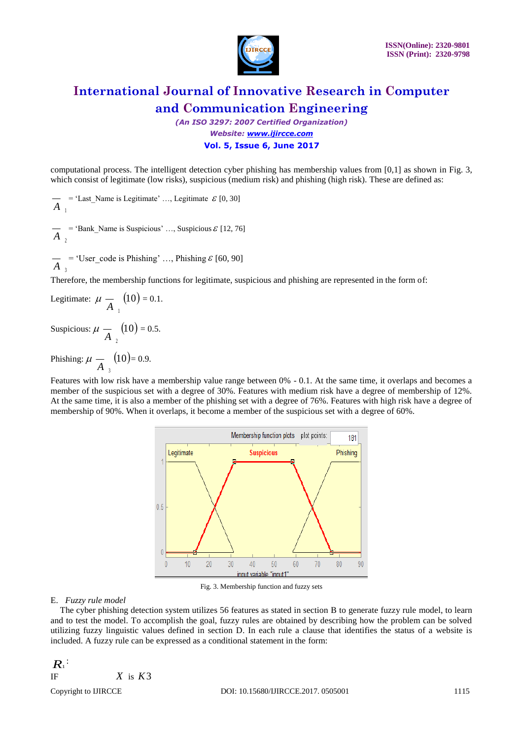computational process. The intelligent detection cyber phishing has membership values from [0,1] as shown in Fig. 3, which consist of legitimate (low risks), suspicious (medium risk) and phishing (high risk). These are defined as:

$\bar{A}_1$ = 'Last_Name is Legitimate' …, Legitimate $\varepsilon$ [0, 30]

$\bar{A}_2$ = 'Bank_Name is Suspicious' …, Suspicious $\varepsilon$ [12, 76]

$\bar{A}_3$ = 'User_code is Phishing' …, Phishing $\varepsilon$ [60, 90]

Therefore, the membership functions for legitimate, suspicious and phishing are represented in the form of:

Legitimate: $\mu_{\bar{A}_1}(10) = 0.1.$

Suspicious: $\mu_{\bar{A}_2}(10) = 0.5.$

Phishing: $\mu_{\bar{A}_3}(10) = 0.9.$

Features with low risk have a membership value range between 0% - 0.1. At the same time, it overlaps and becomes a member of the suspicious set with a degree of 30%. Features with medium risk have a degree of membership of 12%. At the same time, it is also a member of the phishing set with a degree of 76%. Features with high risk have a degree of membership of 90%. When it overlaps, it become a member of the suspicious set with a degree of 60%.

Fig. 3. Membership function and fuzzy sets

E. *Fuzzy rule model*

The cyber phishing detection system utilizes 56 features as stated in section B to generate fuzzy rule model, to learn and to test the model. To accomplish the goal, fuzzy rules are obtained by describing how the problem can be solved utilizing fuzzy linguistic values defined in section D. In each rule a clause that identifies the status of a website is included. A fuzzy rule can be expressed as a conditional statement in the form:

$R_1$:

IF $X$ is $K3$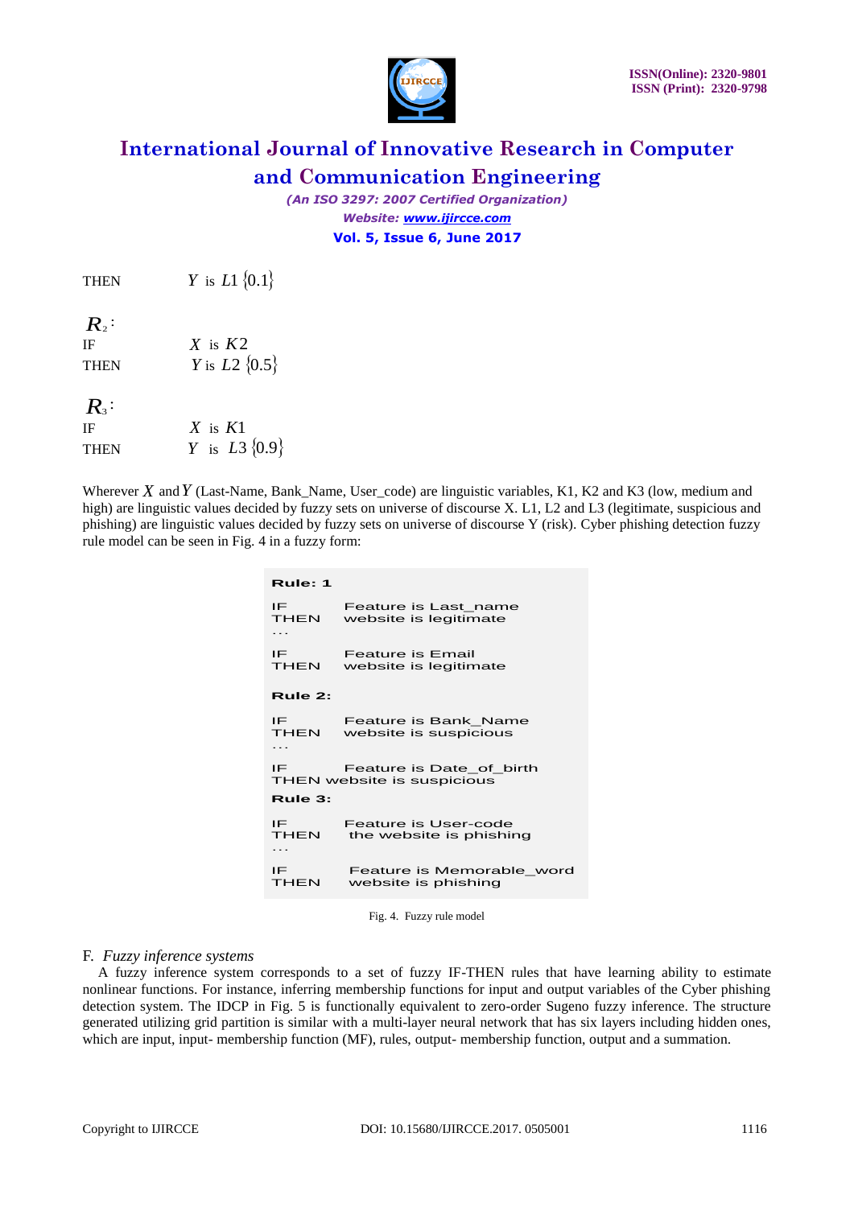THEN $Y$ is $L1$ $\{0.1\}$

$R_2$:

IF $X$ is $K2$

THEN $Y$ is $L2$ $\{0.5\}$

$R_3$:

IF $X$ is $K1$

THEN $Y$ is $L3$ $\{0.9\}$

Wherever $X$ and $Y$ (Last-Name, Bank_Name, User_code) are linguistic variables, K1, K2 and K3 (low, medium and high) are linguistic values decided by fuzzy sets on universe of discourse X. L1, L2 and L3 (legitimate, suspicious and phishing) are linguistic values decided by fuzzy sets on universe of discourse Y (risk). Cyber phishing detection fuzzy rule model can be seen in Fig. 4 in a fuzzy form:

```
Rule: 1

IF        Feature is Last_name
THEN      website is legitimate
...

IF        Feature is Email
THEN      website is legitimate

Rule 2:

IF        Feature is Bank_Name
THEN      website is suspicious
...

IF        Feature is Date_of_birth
THEN website is suspicious
Rule 3:

IF        Feature is User-code
THEN       the website is phishing
...

IF         Feature is Memorable_word
THEN       website is phishing
```

Fig. 4. Fuzzy rule model

### F. *Fuzzy inference systems*

A fuzzy inference system corresponds to a set of fuzzy IF-THEN rules that have learning ability to estimate nonlinear functions. For instance, inferring membership functions for input and output variables of the Cyber phishing detection system. The IDCP in Fig. 5 is functionally equivalent to zero-order Sugeno fuzzy inference. The structure generated utilizing grid partition is similar with a multi-layer neural network that has six layers including hidden ones, which are input, input- membership function (MF), rules, output- membership function, output and a summation.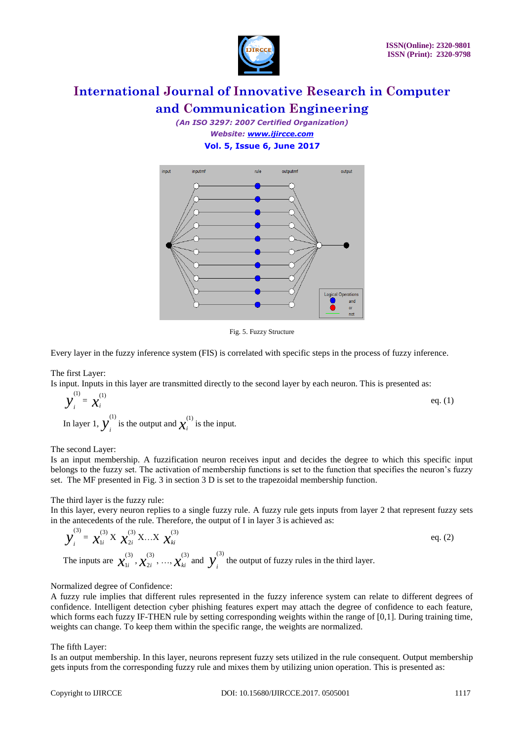Fig. 5. Fuzzy Structure

Every layer in the fuzzy inference system (FIS) is correlated with specific steps in the process of fuzzy inference.

The first Layer:
Is input. Inputs in this layer are transmitted directly to the second layer by each neuron. This is presented as:

$$y_i^{(1)} = x_i^{(1)} \quad \text{eq. (1)}$$

In layer 1, $y_i^{(1)}$ is the output and $x_i^{(1)}$ is the input.

The second Layer:
Is an input membership. A fuzzification neuron receives input and decides the degree to which this specific input belongs to the fuzzy set. The activation of membership functions is set to the function that specifies the neuron's fuzzy set. The MF presented in Fig. 3 in section 3 D is set to the trapezoidal membership function.

The third layer is the fuzzy rule:
In this layer, every neuron replies to a single fuzzy rule. A fuzzy rule gets inputs from layer 2 that represent fuzzy sets in the antecedents of the rule. Therefore, the output of I in layer 3 is achieved as:

$$y_i^{(3)} = x_{1i}^{(3)} \text{ X } x_{2i}^{(3)} \text{ X...X } x_{ki}^{(3)} \quad \text{eq. (2)}$$

The inputs are $x_{1i}^{(3)}, x_{2i}^{(3)}, \ldots, x_{ki}^{(3)}$ and $y_i^{(3)}$ the output of fuzzy rules in the third layer.

Normalized degree of Confidence:
A fuzzy rule implies that different rules represented in the fuzzy inference system can relate to different degrees of confidence. Intelligent detection cyber phishing features expert may attach the degree of confidence to each feature, which forms each fuzzy IF-THEN rule by setting corresponding weights within the range of [0,1]. During training time, weights can change. To keep them within the specific range, the weights are normalized.

The fifth Layer:
Is an output membership. In this layer, neurons represent fuzzy sets utilized in the rule consequent. Output membership gets inputs from the corresponding fuzzy rule and mixes them by utilizing union operation. This is presented as: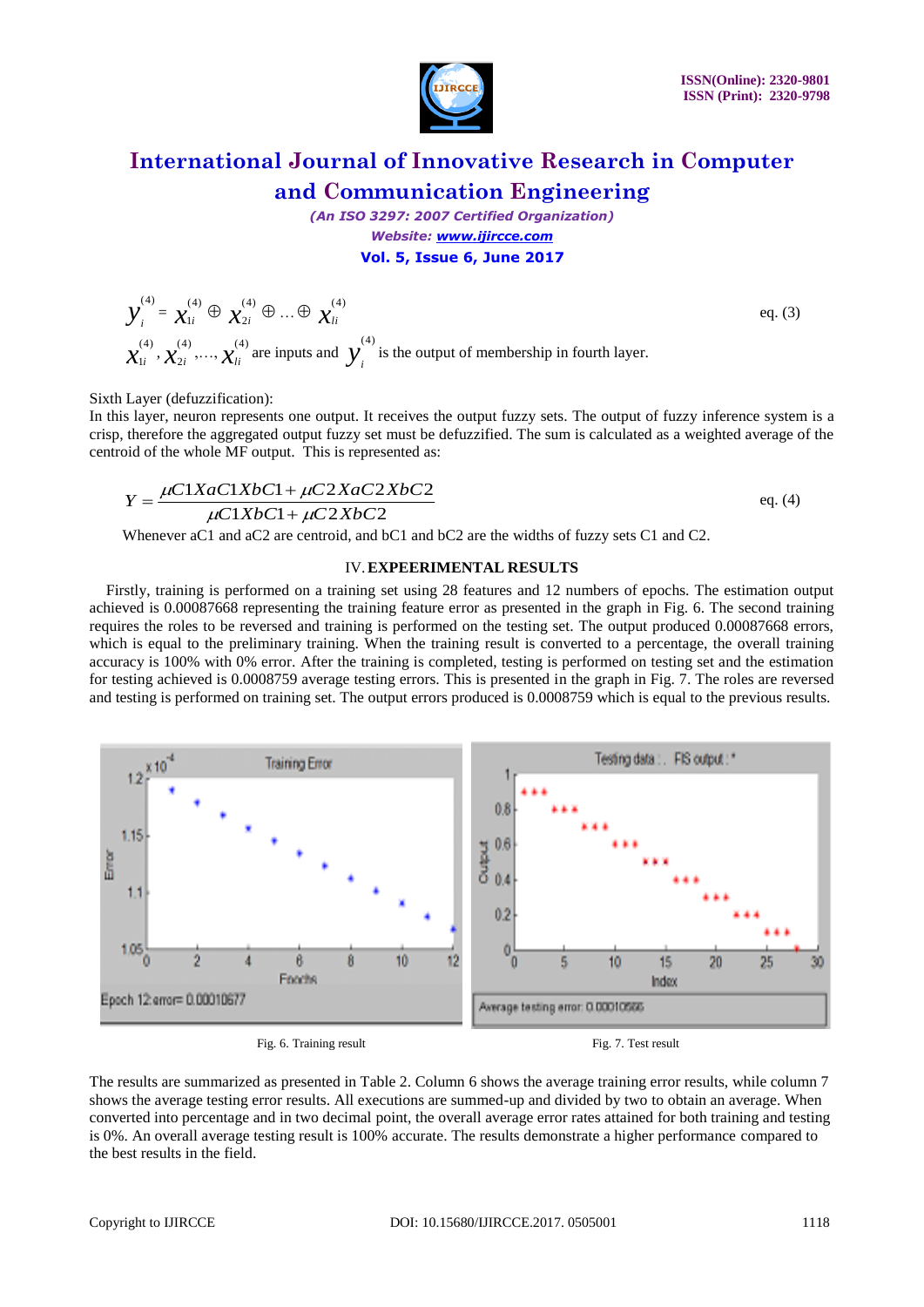$$y_i^{(4)} = x_{1i}^{(4)} \oplus x_{2i}^{(4)} \oplus \ldots \oplus x_{li}^{(4)} \quad \text{eq. (3)}$$

$x_{1i}^{(4)}, x_{2i}^{(4)}, \ldots, x_{li}^{(4)}$ are inputs and $y_i^{(4)}$ is the output of membership in fourth layer.

Sixth Layer (defuzzification):
In this layer, neuron represents one output. It receives the output fuzzy sets. The output of fuzzy inference system is a crisp, therefore the aggregated output fuzzy set must be defuzzified. The sum is calculated as a weighted average of the centroid of the whole MF output. This is represented as:

$$Y = \frac{\mu C1XaC1XbC1 + \mu C2XaC2XbC2}{\mu C1XbC1 + \mu C2XbC2} \quad \text{eq. (4)}$$

Whenever aC1 and aC2 are centroid, and bC1 and bC2 are the widths of fuzzy sets C1 and C2.

## IV. EXPEERIMENTAL RESULTS

Firstly, training is performed on a training set using 28 features and 12 numbers of epochs. The estimation output achieved is 0.00087668 representing the training feature error as presented in the graph in Fig. 6. The second training requires the roles to be reversed and training is performed on the testing set. The output produced 0.00087668 errors, which is equal to the preliminary training. When the training result is converted to a percentage, the overall training accuracy is 100% with 0% error. After the training is completed, testing is performed on testing set and the estimation for testing achieved is 0.0008759 average testing errors. This is presented in the graph in Fig. 7. The roles are reversed and testing is performed on training set. The output errors produced is 0.0008759 which is equal to the previous results.

Fig. 6. Training result

Fig. 7. Test result

The results are summarized as presented in Table 2. Column 6 shows the average training error results, while column 7 shows the average testing error results. All executions are summed-up and divided by two to obtain an average. When converted into percentage and in two decimal point, the overall average error rates attained for both training and testing is 0%. An overall average testing result is 100% accurate. The results demonstrate a higher performance compared to the best results in the field.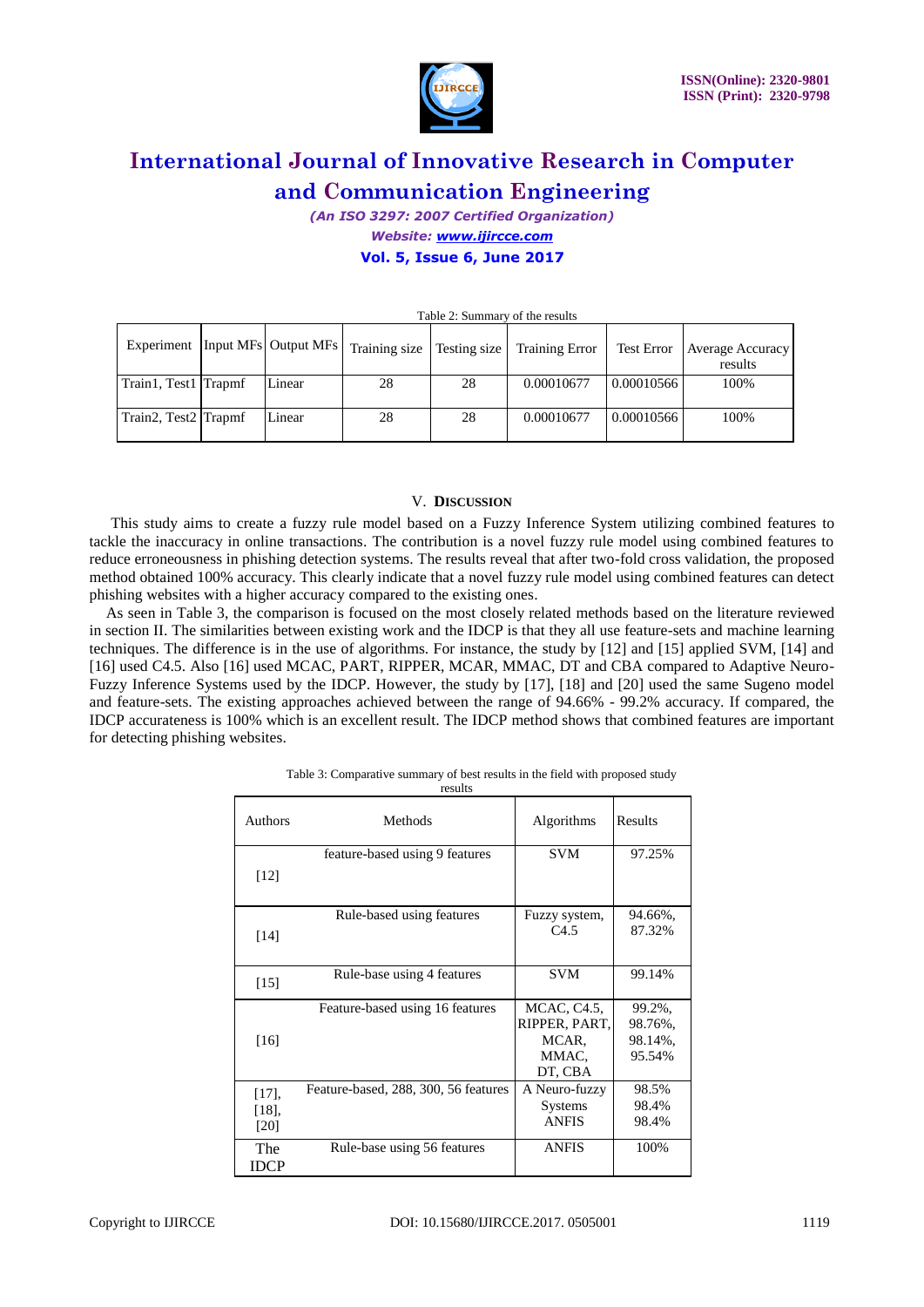Table 2: Summary of the results

| Experiment | Input MFs | Output MFs | Training size | Testing size | Training Error | Test Error | Average Accuracy results |
|---|---|---|---|---|---|---|---|
| Train1, Test1 | Trapmf | Linear | 28 | 28 | 0.00010677 | 0.00010566 | 100% |
| Train2, Test2 | Trapmf | Linear | 28 | 28 | 0.00010677 | 0.00010566 | 100% |

## V. Discussion

This study aims to create a fuzzy rule model based on a Fuzzy Inference System utilizing combined features to tackle the inaccuracy in online transactions. The contribution is a novel fuzzy rule model using combined features to reduce erroneousness in phishing detection systems. The results reveal that after two-fold cross validation, the proposed method obtained 100% accuracy. This clearly indicate that a novel fuzzy rule model using combined features can detect phishing websites with a higher accuracy compared to the existing ones.

As seen in Table 3, the comparison is focused on the most closely related methods based on the literature reviewed in section II. The similarities between existing work and the IDCP is that they all use feature-sets and machine learning techniques. The difference is in the use of algorithms. For instance, the study by [12] and [15] applied SVM, [14] and [16] used C4.5. Also [16] used MCAC, PART, RIPPER, MCAR, MMAC, DT and CBA compared to Adaptive Neuro-Fuzzy Inference Systems used by the IDCP. However, the study by [17], [18] and [20] used the same Sugeno model and feature-sets. The existing approaches achieved between the range of 94.66% - 99.2% accuracy. If compared, the IDCP accurateness is 100% which is an excellent result. The IDCP method shows that combined features are important for detecting phishing websites.

Table 3: Comparative summary of best results in the field with proposed study results

| Authors | Methods | Algorithms | Results |
|---|---|---|---|
| [12] | feature-based using 9 features | SVM | 97.25% |
| [14] | Rule-based using features | Fuzzy system, C4.5 | 94.66%, 87.32% |
| [15] | Rule-base using 4 features | SVM | 99.14% |
| [16] | Feature-based using 16 features | MCAC, C4.5, RIPPER, PART, MCAR, MMAC, DT, CBA | 99.2%, 98.76%, 98.14%, 95.54% |
| [17], [18], [20] | Feature-based, 288, 300, 56 features | A Neuro-fuzzy Systems ANFIS | 98.5% 98.4% 98.4% |
| The IDCP | Rule-base using 56 features | ANFIS | 100% |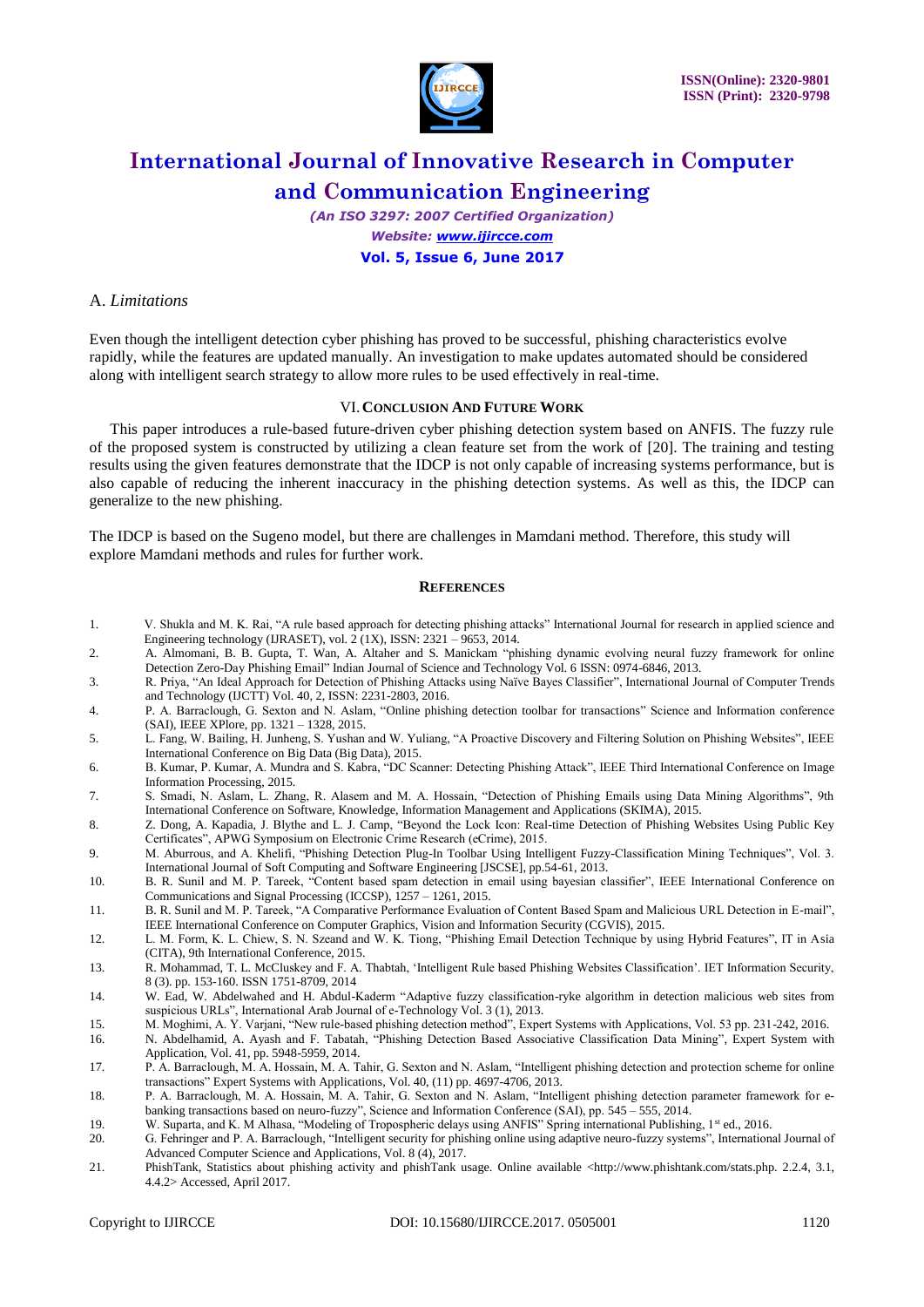### A. *Limitations*

Even though the intelligent detection cyber phishing has proved to be successful, phishing characteristics evolve rapidly, while the features are updated manually. An investigation to make updates automated should be considered along with intelligent search strategy to allow more rules to be used effectively in real-time.

## VI. CONCLUSION AND FUTURE WORK

This paper introduces a rule-based future-driven cyber phishing detection system based on ANFIS. The fuzzy rule of the proposed system is constructed by utilizing a clean feature set from the work of [20]. The training and testing results using the given features demonstrate that the IDCP is not only capable of increasing systems performance, but is also capable of reducing the inherent inaccuracy in the phishing detection systems. As well as this, the IDCP can generalize to the new phishing.

The IDCP is based on the Sugeno model, but there are challenges in Mamdani method. Therefore, this study will explore Mamdani methods and rules for further work.

## REFERENCES

1. V. Shukla and M. K. Rai, "A rule based approach for detecting phishing attacks" International Journal for research in applied science and Engineering technology (IJRASET), vol. 2 (1X), ISSN: 2321 – 9653, 2014.
2. A. Almomani, B. B. Gupta, T. Wan, A. Altaher and S. Manickam "phishing dynamic evolving neural fuzzy framework for online Detection Zero-Day Phishing Email" Indian Journal of Science and Technology Vol. 6 ISSN: 0974-6846, 2013.
3. R. Priya, "An Ideal Approach for Detection of Phishing Attacks using Naïve Bayes Classifier", International Journal of Computer Trends and Technology (IJCTT) Vol. 40, 2, ISSN: 2231-2803, 2016.
4. P. A. Barraclough, G. Sexton and N. Aslam, "Online phishing detection toolbar for transactions" Science and Information conference (SAI), IEEE XPlore, pp. 1321 – 1328, 2015.
5. L. Fang, W. Bailing, H. Junheng, S. Yushan and W. Yuliang, "A Proactive Discovery and Filtering Solution on Phishing Websites", IEEE International Conference on Big Data (Big Data), 2015.
6. B. Kumar, P. Kumar, A. Mundra and S. Kabra, "DC Scanner: Detecting Phishing Attack", IEEE Third International Conference on Image Information Processing, 2015.
7. S. Smadi, N. Aslam, L. Zhang, R. Alasem and M. A. Hossain, "Detection of Phishing Emails using Data Mining Algorithms", 9th International Conference on Software, Knowledge, Information Management and Applications (SKIMA), 2015.
8. Z. Dong, A. Kapadia, J. Blythe and L. J. Camp, "Beyond the Lock Icon: Real-time Detection of Phishing Websites Using Public Key Certificates", APWG Symposium on Electronic Crime Research (eCrime), 2015.
9. M. Aburrous, and A. Khelifi, "Phishing Detection Plug-In Toolbar Using Intelligent Fuzzy-Classification Mining Techniques", Vol. 3. International Journal of Soft Computing and Software Engineering [JSCSE], pp.54-61, 2013.
10. B. R. Sunil and M. P. Tareek, "Content based spam detection in email using bayesian classifier", IEEE International Conference on Communications and Signal Processing (ICCSP), 1257 – 1261, 2015.
11. B. R. Sunil and M. P. Tareek, "A Comparative Performance Evaluation of Content Based Spam and Malicious URL Detection in E-mail", IEEE International Conference on Computer Graphics, Vision and Information Security (CGVIS), 2015.
12. L. M. Form, K. L. Chiew, S. N. Szeand and W. K. Tiong, "Phishing Email Detection Technique by using Hybrid Features", IT in Asia (CITA), 9th International Conference, 2015.
13. R. Mohammad, T. L. McCluskey and F. A. Thabtah, 'Intelligent Rule based Phishing Websites Classification'. IET Information Security, 8 (3). pp. 153-160. ISSN 1751-8709, 2014
14. W. Ead, W. Abdelwahed and H. Abdul-Kaderm "Adaptive fuzzy classification-ryke algorithm in detection malicious web sites from suspicious URLs", International Arab Journal of e-Technology Vol. 3 (1), 2013.
15. M. Moghimi, A. Y. Varjani, "New rule-based phishing detection method", Expert Systems with Applications, Vol. 53 pp. 231-242, 2016.
16. N. Abdelhamid, A. Ayash and F. Tabatah, "Phishing Detection Based Associative Classification Data Mining", Expert System with Application, Vol. 41, pp. 5948-5959, 2014.
17. P. A. Barraclough, M. A. Hossain, M. A. Tahir, G. Sexton and N. Aslam, "Intelligent phishing detection and protection scheme for online transactions" Expert Systems with Applications, Vol. 40, (11) pp. 4697-4706, 2013.
18. P. A. Barraclough, M. A. Hossain, M. A. Tahir, G. Sexton and N. Aslam, "Intelligent phishing detection parameter framework for e-banking transactions based on neuro-fuzzy", Science and Information Conference (SAI), pp. 545 – 555, 2014.
19. W. Suparta, and K. M Alhasa, "Modeling of Tropospheric delays using ANFIS" Spring international Publishing, 1st ed., 2016.
20. G. Fehringer and P. A. Barraclough, "Intelligent security for phishing online using adaptive neuro-fuzzy systems", International Journal of Advanced Computer Science and Applications, Vol. 8 (4), 2017.
21. PhishTank, Statistics about phishing activity and phishTank usage. Online available <http://www.phishtank.com/stats.php. 2.2.4, 3.1, 4.4.2> Accessed, April 2017.